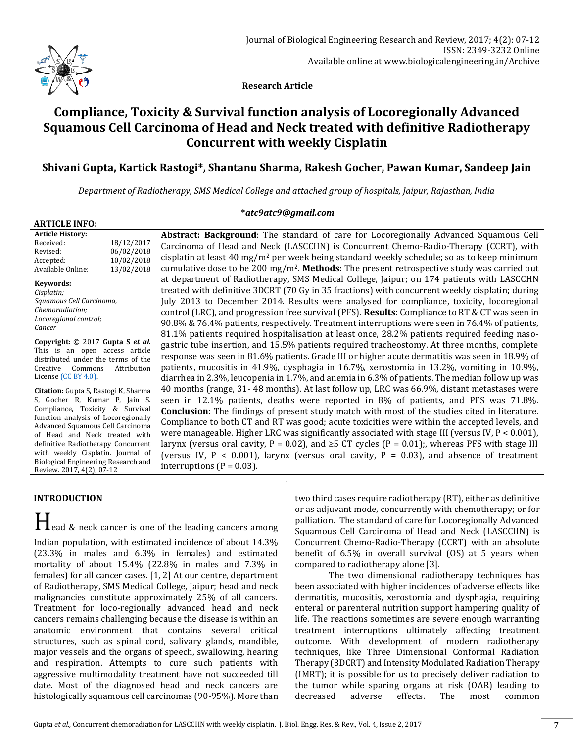Research Article

# Compliance, Toxicity & Survival function analysis of Locoregionally Advanced Squamous Cell Carcinoma of Head and Neck treated with definitive Radiotherapy Concurrent with weekly Cisplatin

**Shivani Gupta, Kartick Rastogi\*, Shantanu Sharma, Rakesh Gocher, Pawan Kumar, Sandeep Jain**

*Department of Radiotherapy, SMS Medical College and attached group of hospitals, Jaipur, Rajasthan, India*

***atc9atc9@gmail.com**

**ARTICLE INFO:**

**Article History:**

| | |
|---|---|
| Received: | 18/12/2017 |
| Revised: | 06/02/2018 |
| Accepted: | 10/02/2018 |
| Available Online: | 13/02/2018 |

**Keywords:**
*Cisplatin; Squamous Cell Carcinoma, Chemoradiation; Locoregional control; Cancer*

**Copyright:** © 2017 **Gupta S *et al.*** This is an open access article distributed under the terms of the Creative Commons Attribution License (CC BY 4.0).

**Citation:** Gupta S, Rastogi K, Sharma S, Gocher R, Kumar P, Jain S. Compliance, Toxicity & Survival function analysis of Locoregionally Advanced Squamous Cell Carcinoma of Head and Neck treated with definitive Radiotherapy Concurrent with weekly Cisplatin. Journal of Biological Engineering Research and Review. 2017, 4(2), 07-12

**Abstract: Background**: The standard of care for Locoregionally Advanced Squamous Cell Carcinoma of Head and Neck (LASCCHN) is Concurrent Chemo-Radio-Therapy (CCRT), with cisplatin at least 40 mg/m$^2$ per week being standard weekly schedule; so as to keep minimum cumulative dose to be 200 mg/m$^2$. **Methods:** The present retrospective study was carried out at department of Radiotherapy, SMS Medical College, Jaipur; on 174 patients with LASCCHN treated with definitive 3DCRT (70 Gy in 35 fractions) with concurrent weekly cisplatin; during July 2013 to December 2014. Results were analysed for compliance, toxicity, locoregional control (LRC), and progression free survival (PFS). **Results**: Compliance to RT & CT was seen in 90.8% & 76.4% patients, respectively. Treatment interruptions were seen in 76.4% of patients, 81.1% patients required hospitalisation at least once, 28.2% patients required feeding naso-gastric tube insertion, and 15.5% patients required tracheostomy. At three months, complete response was seen in 81.6% patients. Grade III or higher acute dermatitis was seen in 18.9% of patients, mucositis in 41.9%, dysphagia in 16.7%, xerostomia in 13.2%, vomiting in 10.9%, diarrhea in 2.3%, leucopenia in 1.7%, and anemia in 6.3% of patients. The median follow up was 40 months (range, 31- 48 months). At last follow up, LRC was 66.9%, distant metastases were seen in 12.1% patients, deaths were reported in 8% of patients, and PFS was 71.8%. **Conclusion**: The findings of present study match with most of the studies cited in literature. Compliance to both CT and RT was good; acute toxicities were within the accepted levels, and were manageable. Higher LRC was significantly associated with stage III (versus IV, $P < 0.001$), larynx (versus oral cavity, $P = 0.02$), and ≥5 CT cycles ($P = 0.01$);, whereas PFS with stage III (versus IV, $P < 0.001$), larynx (versus oral cavity, $P = 0.03$), and absence of treatment interruptions ($P = 0.03$).

## INTRODUCTION

Head & neck cancer is one of the leading cancers among Indian population, with estimated incidence of about 14.3% (23.3% in males and 6.3% in females) and estimated mortality of about 15.4% (22.8% in males and 7.3% in females) for all cancer cases. [1, 2] At our centre, department of Radiotherapy, SMS Medical College, Jaipur; head and neck malignancies constitute approximately 25% of all cancers. Treatment for loco-regionally advanced head and neck cancers remains challenging because the disease is within an anatomic environment that contains several critical structures, such as spinal cord, salivary glands, mandible, major vessels and the organs of speech, swallowing, hearing and respiration. Attempts to cure such patients with aggressive multimodality treatment have not succeeded till date. Most of the diagnosed head and neck cancers are histologically squamous cell carcinomas (90-95%). More than two third cases require radiotherapy (RT), either as definitive or as adjuvant mode, concurrently with chemotherapy; or for palliation. The standard of care for Locoregionally Advanced Squamous Cell Carcinoma of Head and Neck (LASCCHN) is Concurrent Chemo-Radio-Therapy (CCRT) with an absolute benefit of 6.5% in overall survival (OS) at 5 years when compared to radiotherapy alone [3].

The two dimensional radiotherapy techniques has been associated with higher incidences of adverse effects like dermatitis, mucositis, xerostomia and dysphagia, requiring enteral or parenteral nutrition support hampering quality of life. The reactions sometimes are severe enough warranting treatment interruptions ultimately affecting treatment outcome. With development of modern radiotherapy techniques, like Three Dimensional Conformal Radiation Therapy (3DCRT) and Intensity Modulated Radiation Therapy (IMRT); it is possible for us to precisely deliver radiation to the tumor while sparing organs at risk (OAR) leading to decreased adverse effects. The most common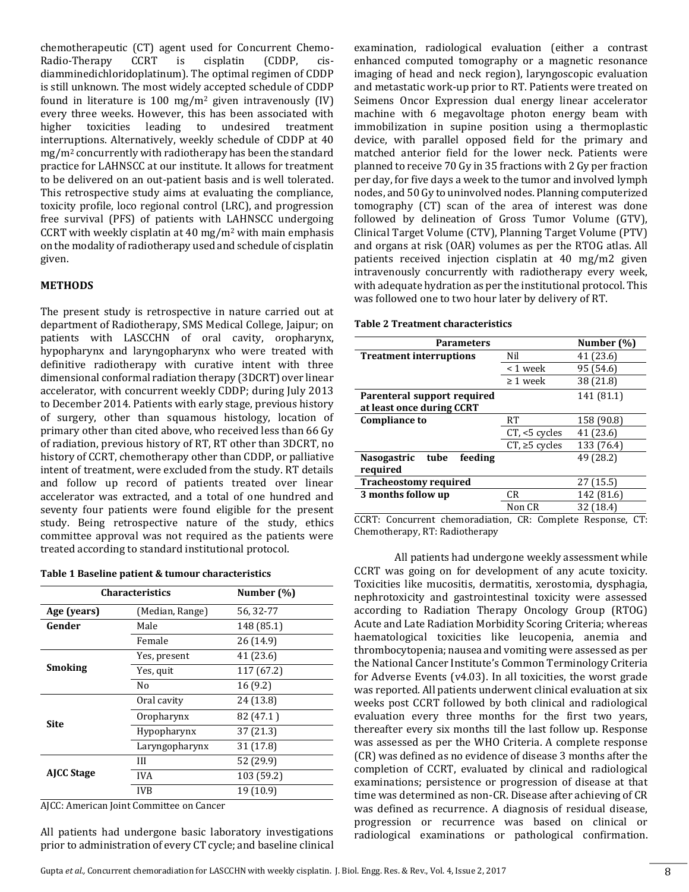chemotherapeutic (CT) agent used for Concurrent Chemo-Radio-Therapy CCRT is cisplatin (CDDP, cis-diamminedichloridoplatinum). The optimal regimen of CDDP is still unknown. The most widely accepted schedule of CDDP found in literature is 100 $mg/m^2$ given intravenously (IV) every three weeks. However, this has been associated with higher toxicities leading to undesired treatment interruptions. Alternatively, weekly schedule of CDDP at 40 $mg/m^2$ concurrently with radiotherapy has been the standard practice for LAHNSCC at our institute. It allows for treatment to be delivered on an out-patient basis and is well tolerated. This retrospective study aims at evaluating the compliance, toxicity profile, loco regional control (LRC), and progression free survival (PFS) of patients with LAHNSCC undergoing CCRT with weekly cisplatin at 40 $mg/m^2$ with main emphasis on the modality of radiotherapy used and schedule of cisplatin given.

## METHODS

The present study is retrospective in nature carried out at department of Radiotherapy, SMS Medical College, Jaipur; on patients with LASCCHN of oral cavity, oropharynx, hypopharynx and laryngopharynx who were treated with definitive radiotherapy with curative intent with three dimensional conformal radiation therapy (3DCRT) over linear accelerator, with concurrent weekly CDDP; during July 2013 to December 2014. Patients with early stage, previous history of surgery, other than squamous histology, location of primary other than cited above, who received less than 66 Gy of radiation, previous history of RT, RT other than 3DCRT, no history of CCRT, chemotherapy other than CDDP, or palliative intent of treatment, were excluded from the study. RT details and follow up record of patients treated over linear accelerator was extracted, and a total of one hundred and seventy four patients were found eligible for the present study. Being retrospective nature of the study, ethics committee approval was not required as the patients were treated according to standard institutional protocol.

**Table 1 Baseline patient & tumour characteristics**

| Characteristics | | Number (%) |
|---|---|---|
| **Age (years)** | (Median, Range) | 56, 32-77 |
| **Gender** | Male | 148 (85.1) |
| | Female | 26 (14.9) |
| **Smoking** | Yes, present | 41 (23.6) |
| | Yes, quit | 117 (67.2) |
| | No | 16 (9.2) |
| **Site** | Oral cavity | 24 (13.8) |
| | Oropharynx | 82 (47.1 ) |
| | Hypopharynx | 37 (21.3) |
| | Laryngopharynx | 31 (17.8) |
| **AJCC Stage** | III | 52 (29.9) |
| | IVA | 103 (59.2) |
| | IVB | 19 (10.9) |

AJCC: American Joint Committee on Cancer

All patients had undergone basic laboratory investigations prior to administration of every CT cycle; and baseline clinical examination, radiological evaluation (either a contrast enhanced computed tomography or a magnetic resonance imaging of head and neck region), laryngoscopic evaluation and metastatic work-up prior to RT. Patients were treated on Seimens Oncor Expression dual energy linear accelerator machine with 6 megavoltage photon energy beam with immobilization in supine position using a thermoplastic device, with parallel opposed field for the primary and matched anterior field for the lower neck. Patients were planned to receive 70 Gy in 35 fractions with 2 Gy per fraction per day, for five days a week to the tumor and involved lymph nodes, and 50 Gy to uninvolved nodes. Planning computerized tomography (CT) scan of the area of interest was done followed by delineation of Gross Tumor Volume (GTV), Clinical Target Volume (CTV), Planning Target Volume (PTV) and organs at risk (OAR) volumes as per the RTOG atlas. All patients received injection cisplatin at 40 mg/m2 given intravenously concurrently with radiotherapy every week, with adequate hydration as per the institutional protocol. This was followed one to two hour later by delivery of RT.

**Table 2 Treatment characteristics**

| Parameters | | Number (%) |
|---|---|---|
| **Treatment interruptions** | Nil | 41 (23.6) |
| | < 1 week | 95 (54.6) |
| | ≥ 1 week | 38 (21.8) |
| **Parenteral support required at least once during CCRT** | | 141 (81.1) |
| **Compliance to** | RT | 158 (90.8) |
| | CT, <5 cycles | 41 (23.6) |
| | CT, ≥5 cycles | 133 (76.4) |
| **Nasogastric tube feeding required** | | 49 (28.2) |
| **Tracheostomy required** | | 27 (15.5) |
| **3 months follow up** | CR | 142 (81.6) |
| | Non CR | 32 (18.4) |

CCRT: Concurrent chemoradiation, CR: Complete Response, CT: Chemotherapy, RT: Radiotherapy

All patients had undergone weekly assessment while CCRT was going on for development of any acute toxicity. Toxicities like mucositis, dermatitis, xerostomia, dysphagia, nephrotoxicity and gastrointestinal toxicity were assessed according to Radiation Therapy Oncology Group (RTOG) Acute and Late Radiation Morbidity Scoring Criteria; whereas haematological toxicities like leucopenia, anemia and thrombocytopenia; nausea and vomiting were assessed as per the National Cancer Institute's Common Terminology Criteria for Adverse Events (v4.03). In all toxicities, the worst grade was reported. All patients underwent clinical evaluation at six weeks post CCRT followed by both clinical and radiological evaluation every three months for the first two years, thereafter every six months till the last follow up. Response was assessed as per the WHO Criteria. A complete response (CR) was defined as no evidence of disease 3 months after the completion of CCRT, evaluated by clinical and radiological examinations; persistence or progression of disease at that time was determined as non-CR. Disease after achieving of CR was defined as recurrence. A diagnosis of residual disease, progression or recurrence was based on clinical or radiological examinations or pathological confirmation.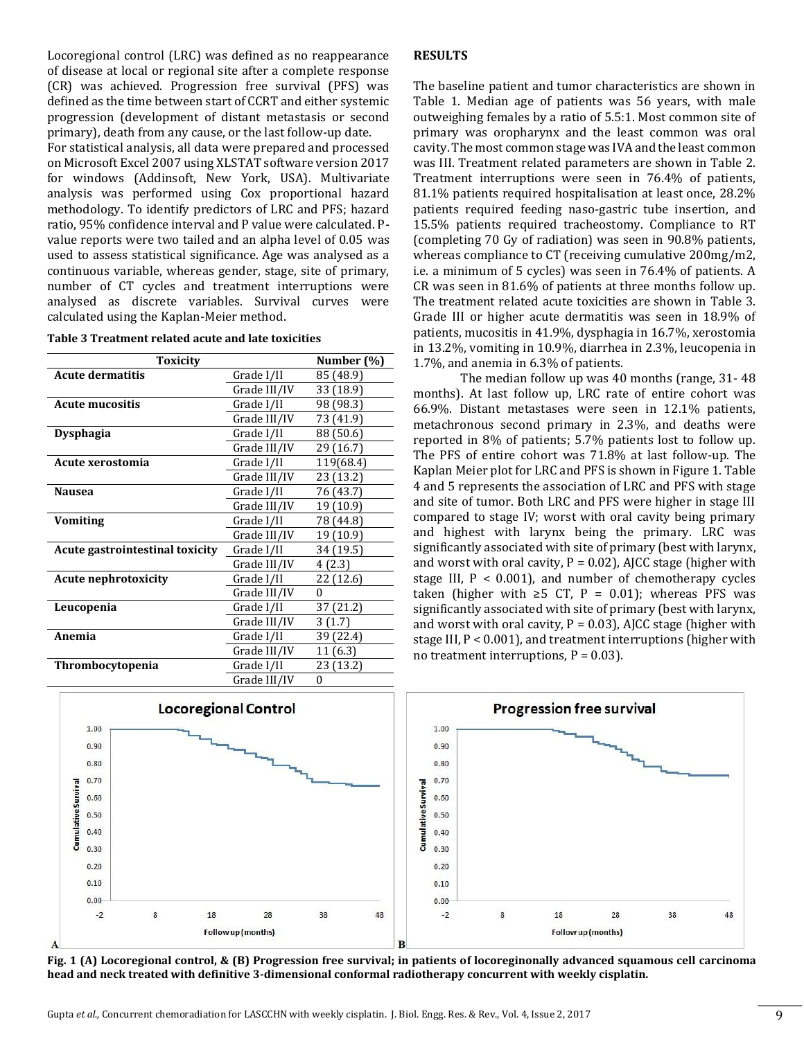Locoregional control (LRC) was defined as no reappearance of disease at local or regional site after a complete response (CR) was achieved. Progression free survival (PFS) was defined as the time between start of CCRT and either systemic progression (development of distant metastasis or second primary), death from any cause, or the last follow-up date.

For statistical analysis, all data were prepared and processed on Microsoft Excel 2007 using XLSTAT software version 2017 for windows (Addinsoft, New York, USA). Multivariate analysis was performed using Cox proportional hazard methodology. To identify predictors of LRC and PFS; hazard ratio, 95% confidence interval and P value were calculated. P-value reports were two tailed and an alpha level of 0.05 was used to assess statistical significance. Age was analysed as a continuous variable, whereas gender, stage, site of primary, number of CT cycles and treatment interruptions were analysed as discrete variables. Survival curves were calculated using the Kaplan-Meier method.

**Table 3 Treatment related acute and late toxicities**

| Toxicity | | Number (%) |
|---|---|---|
| **Acute dermatitis** | Grade I/II | 85 (48.9) |
| | Grade III/IV | 33 (18.9) |
| **Acute mucositis** | Grade I/II | 98 (98.3) |
| | Grade III/IV | 73 (41.9) |
| **Dysphagia** | Grade I/II | 88 (50.6) |
| | Grade III/IV | 29 (16.7) |
| **Acute xerostomia** | Grade I/II | 119(68.4) |
| | Grade III/IV | 23 (13.2) |
| **Nausea** | Grade I/II | 76 (43.7) |
| | Grade III/IV | 19 (10.9) |
| **Vomiting** | Grade I/II | 78 (44.8) |
| | Grade III/IV | 19 (10.9) |
| **Acute gastrointestinal toxicity** | Grade I/II | 34 (19.5) |
| | Grade III/IV | 4 (2.3) |
| **Acute nephrotoxicity** | Grade I/II | 22 (12.6) |
| | Grade III/IV | 0 |
| **Leucopenia** | Grade I/II | 37 (21.2) |
| | Grade III/IV | 3 (1.7) |
| **Anemia** | Grade I/II | 39 (22.4) |
| | Grade III/IV | 11 (6.3) |
| **Thrombocytopenia** | Grade I/II | 23 (13.2) |
| | Grade III/IV | 0 |

## RESULTS

The baseline patient and tumor characteristics are shown in Table 1. Median age of patients was 56 years, with male outweighing females by a ratio of 5.5:1. Most common site of primary was oropharynx and the least common was oral cavity. The most common stage was IVA and the least common was III. Treatment related parameters are shown in Table 2. Treatment interruptions were seen in 76.4% of patients, 81.1% patients required hospitalisation at least once, 28.2% patients required feeding naso-gastric tube insertion, and 15.5% patients required tracheostomy. Compliance to RT (completing 70 Gy of radiation) was seen in 90.8% patients, whereas compliance to CT (receiving cumulative 200mg/m2, i.e. a minimum of 5 cycles) was seen in 76.4% of patients. A CR was seen in 81.6% of patients at three months follow up. The treatment related acute toxicities are shown in Table 3. Grade III or higher acute dermatitis was seen in 18.9% of patients, mucositis in 41.9%, dysphagia in 16.7%, xerostomia in 13.2%, vomiting in 10.9%, diarrhea in 2.3%, leucopenia in 1.7%, and anemia in 6.3% of patients.

The median follow up was 40 months (range, 31- 48 months). At last follow up, LRC rate of entire cohort was 66.9%. Distant metastases were seen in 12.1% patients, metachronous second primary in 2.3%, and deaths were reported in 8% of patients; 5.7% patients lost to follow up. The PFS of entire cohort was 71.8% at last follow-up. The Kaplan Meier plot for LRC and PFS is shown in Figure 1. Table 4 and 5 represents the association of LRC and PFS with stage and site of tumor. Both LRC and PFS were higher in stage III compared to stage IV; worst with oral cavity being primary and highest with larynx being the primary. LRC was significantly associated with site of primary (best with larynx, and worst with oral cavity, P = 0.02), AJCC stage (higher with stage III, P < 0.001), and number of chemotherapy cycles taken (higher with ≥5 CT, P = 0.01); whereas PFS was significantly associated with site of primary (best with larynx, and worst with oral cavity, P = 0.03), AJCC stage (higher with stage III, P < 0.001), and treatment interruptions (higher with no treatment interruptions, P = 0.03).

**Fig. 1 (A) Locoregional control, & (B) Progression free survival; in patients of locoreginonally advanced squamous cell carcinoma head and neck treated with definitive 3-dimensional conformal radiotherapy concurrent with weekly cisplatin.**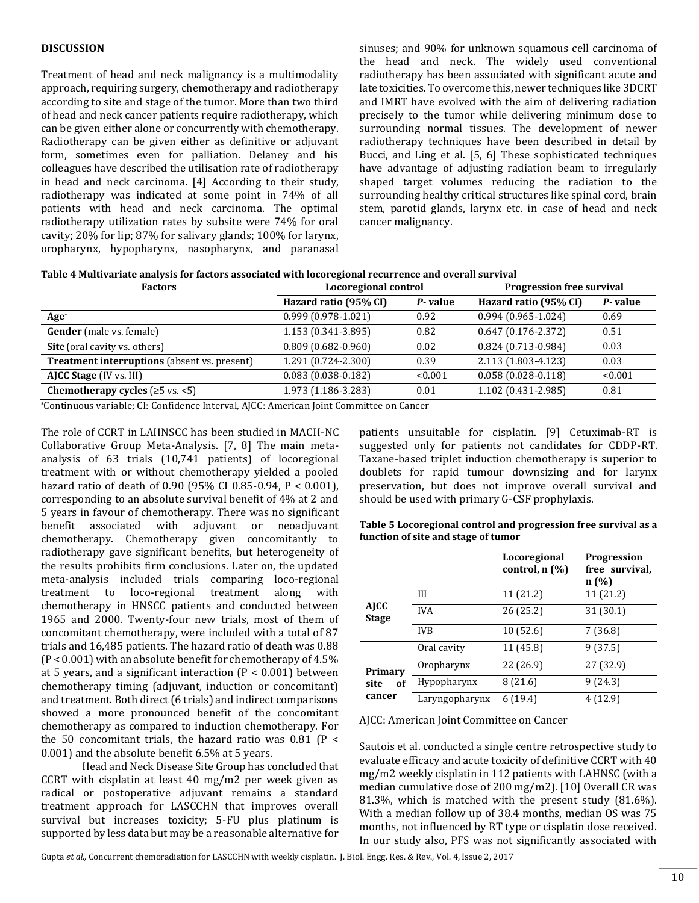## DISCUSSION

Treatment of head and neck malignancy is a multimodality approach, requiring surgery, chemotherapy and radiotherapy according to site and stage of the tumor. More than two third of head and neck cancer patients require radiotherapy, which can be given either alone or concurrently with chemotherapy. Radiotherapy can be given either as definitive or adjuvant form, sometimes even for palliation. Delaney and his colleagues have described the utilisation rate of radiotherapy in head and neck carcinoma. [4] According to their study, radiotherapy was indicated at some point in 74% of all patients with head and neck carcinoma. The optimal radiotherapy utilization rates by subsite were 74% for oral cavity; 20% for lip; 87% for salivary glands; 100% for larynx, oropharynx, hypopharynx, nasopharynx, and paranasal sinuses; and 90% for unknown squamous cell carcinoma of the head and neck. The widely used conventional radiotherapy has been associated with significant acute and late toxicities. To overcome this, newer techniques like 3DCRT and IMRT have evolved with the aim of delivering radiation precisely to the tumor while delivering minimum dose to surrounding normal tissues. The development of newer radiotherapy techniques have been described in detail by Bucci, and Ling et al. [5, 6] These sophisticated techniques have advantage of adjusting radiation beam to irregularly shaped target volumes reducing the radiation to the surrounding healthy critical structures like spinal cord, brain stem, parotid glands, larynx etc. in case of head and neck cancer malignancy.

**Table 4 Multivariate analysis for factors associated with locoregional recurrence and overall survival**

| Factors | Locoregional control | | Progression free survival | |
|---|---|---|---|---|
| | Hazard ratio (95% CI) | *P*- value | Hazard ratio (95% CI) | *P*- value |
| **Age*** | 0.999 (0.978-1.021) | 0.92 | 0.994 (0.965-1.024) | 0.69 |
| **Gender** (male vs. female) | 1.153 (0.341-3.895) | 0.82 | 0.647 (0.176-2.372) | 0.51 |
| **Site** (oral cavity vs. others) | 0.809 (0.682-0.960) | 0.02 | 0.824 (0.713-0.984) | 0.03 |
| **Treatment interruptions** (absent vs. present) | 1.291 (0.724-2.300) | 0.39 | 2.113 (1.803-4.123) | 0.03 |
| **AJCC Stage** (IV vs. III) | 0.083 (0.038-0.182) | <0.001 | 0.058 (0.028-0.118) | <0.001 |
| **Chemotherapy cycles** (≥5 vs. <5) | 1.973 (1.186-3.283) | 0.01 | 1.102 (0.431-2.985) | 0.81 |

*Continuous variable; CI: Confidence Interval, AJCC: American Joint Committee on Cancer

The role of CCRT in LAHNSCC has been studied in MACH-NC Collaborative Group Meta-Analysis. [7, 8] The main meta-analysis of 63 trials (10,741 patients) of locoregional treatment with or without chemotherapy yielded a pooled hazard ratio of death of 0.90 (95% CI 0.85-0.94, $P < 0.001$), corresponding to an absolute survival benefit of 4% at 2 and 5 years in favour of chemotherapy. There was no significant benefit associated with adjuvant or neoadjuvant chemotherapy. Chemotherapy given concomitantly to radiotherapy gave significant benefits, but heterogeneity of the results prohibits firm conclusions. Later on, the updated meta-analysis included trials comparing loco-regional treatment to loco-regional treatment along with chemotherapy in HNSCC patients and conducted between 1965 and 2000. Twenty-four new trials, most of them of concomitant chemotherapy, were included with a total of 87 trials and 16,485 patients. The hazard ratio of death was 0.88 ($P < 0.001$) with an absolute benefit for chemotherapy of 4.5% at 5 years, and a significant interaction ($P < 0.001$) between chemotherapy timing (adjuvant, induction or concomitant) and treatment. Both direct (6 trials) and indirect comparisons showed a more pronounced benefit of the concomitant chemotherapy as compared to induction chemotherapy. For the 50 concomitant trials, the hazard ratio was 0.81 ($P < 0.001$) and the absolute benefit 6.5% at 5 years.

Head and Neck Disease Site Group has concluded that CCRT with cisplatin at least 40 mg/m2 per week given as radical or postoperative adjuvant remains a standard treatment approach for LASCCHN that improves overall survival but increases toxicity; 5-FU plus platinum is supported by less data but may be a reasonable alternative for patients unsuitable for cisplatin. [9] Cetuximab-RT is suggested only for patients not candidates for CDDP-RT. Taxane-based triplet induction chemotherapy is superior to doublets for rapid tumour downsizing and for larynx preservation, but does not improve overall survival and should be used with primary G-CSF prophylaxis.

**Table 5 Locoregional control and progression free survival as a function of site and stage of tumor**

| | | Locoregional control, n (%) | Progression free survival, n (%) |
|---|---|---|---|
| **AJCC Stage** | III | 11 (21.2) | 11 (21.2) |
| | IVA | 26 (25.2) | 31 (30.1) |
| | IVB | 10 (52.6) | 7 (36.8) |
| **Primary site of cancer** | Oral cavity | 11 (45.8) | 9 (37.5) |
| | Oropharynx | 22 (26.9) | 27 (32.9) |
| | Hypopharynx | 8 (21.6) | 9 (24.3) |
| | Laryngopharynx | 6 (19.4) | 4 (12.9) |

AJCC: American Joint Committee on Cancer

Sautois et al. conducted a single centre retrospective study to evaluate efficacy and acute toxicity of definitive CCRT with 40 mg/m2 weekly cisplatin in 112 patients with LAHNSC (with a median cumulative dose of 200 mg/m2). [10] Overall CR was 81.3%, which is matched with the present study (81.6%). With a median follow up of 38.4 months, median OS was 75 months, not influenced by RT type or cisplatin dose received. In our study also, PFS was not significantly associated with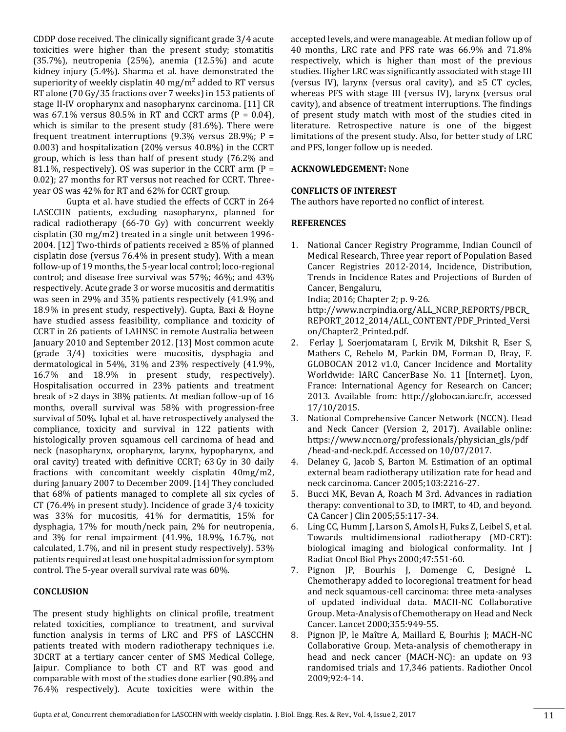CDDP dose received. The clinically significant grade 3/4 acute toxicities were higher than the present study; stomatitis (35.7%), neutropenia (25%), anemia (12.5%) and acute kidney injury (5.4%). Sharma et al. have demonstrated the superiority of weekly cisplatin 40 mg/m² added to RT versus RT alone (70 Gy/35 fractions over 7 weeks) in 153 patients of stage II-IV oropharynx and nasopharynx carcinoma. [11] CR was 67.1% versus 80.5% in RT and CCRT arms ($P = 0.04$), which is similar to the present study (81.6%). There were frequent treatment interruptions (9.3% versus 28.9%; $P = 0.003$) and hospitalization (20% versus 40.8%) in the CCRT group, which is less than half of present study (76.2% and 81.1%, respectively). OS was superior in the CCRT arm ($P = 0.02$); 27 months for RT versus not reached for CCRT. Three-year OS was 42% for RT and 62% for CCRT group.

Gupta et al. have studied the effects of CCRT in 264 LASCCHN patients, excluding nasopharynx, planned for radical radiotherapy (66-70 Gy) with concurrent weekly cisplatin (30 mg/m2) treated in a single unit between 1996-2004. [12] Two-thirds of patients received ≥ 85% of planned cisplatin dose (versus 76.4% in present study). With a mean follow-up of 19 months, the 5-year local control; loco-regional control; and disease free survival was 57%; 46%; and 43% respectively. Acute grade 3 or worse mucositis and dermatitis was seen in 29% and 35% patients respectively (41.9% and 18.9% in present study, respectively). Gupta, Baxi & Hoyne have studied assess feasibility, compliance and toxicity of CCRT in 26 patients of LAHNSC in remote Australia between January 2010 and September 2012. [13] Most common acute (grade 3/4) toxicities were mucositis, dysphagia and dermatological in 54%, 31% and 23% respectively (41.9%, 16.7% and 18.9% in present study, respectively). Hospitalisation occurred in 23% patients and treatment break of >2 days in 38% patients. At median follow-up of 16 months, overall survival was 58% with progression-free survival of 50%. Iqbal et al. have retrospectively analysed the compliance, toxicity and survival in 122 patients with histologically proven squamous cell carcinoma of head and neck (nasopharynx, oropharynx, larynx, hypopharynx, and oral cavity) treated with definitive CCRT; 63 Gy in 30 daily fractions with concomitant weekly cisplatin 40mg/m2, during January 2007 to December 2009. [14] They concluded that 68% of patients managed to complete all six cycles of CT (76.4% in present study). Incidence of grade 3/4 toxicity was 33% for mucositis, 41% for dermatitis, 15% for dysphagia, 17% for mouth/neck pain, 2% for neutropenia, and 3% for renal impairment (41.9%, 18.9%, 16.7%, not calculated, 1.7%, and nil in present study respectively). 53% patients required at least one hospital admission for symptom control. The 5-year overall survival rate was 60%.

## CONCLUSION

The present study highlights on clinical profile, treatment related toxicities, compliance to treatment, and survival function analysis in terms of LRC and PFS of LASCCHN patients treated with modern radiotherapy techniques i.e. 3DCRT at a tertiary cancer center of SMS Medical College, Jaipur. Compliance to both CT and RT was good and comparable with most of the studies done earlier (90.8% and 76.4% respectively). Acute toxicities were within the accepted levels, and were manageable. At median follow up of 40 months, LRC rate and PFS rate was 66.9% and 71.8% respectively, which is higher than most of the previous studies. Higher LRC was significantly associated with stage III (versus IV), larynx (versus oral cavity), and ≥5 CT cycles, whereas PFS with stage III (versus IV), larynx (versus oral cavity), and absence of treatment interruptions. The findings of present study match with most of the studies cited in literature. Retrospective nature is one of the biggest limitations of the present study. Also, for better study of LRC and PFS, longer follow up is needed.

**ACKNOWLEDGEMENT:** None

**CONFLICTS OF INTEREST**

The authors have reported no conflict of interest.

**REFERENCES**

1. National Cancer Registry Programme, Indian Council of Medical Research, Three year report of Population Based Cancer Registries 2012-2014, Incidence, Distribution, Trends in Incidence Rates and Projections of Burden of Cancer, Bengaluru, India; 2016; Chapter 2; p. 9-26. http://www.ncrpindia.org/ALL_NCRP_REPORTS/PBCR_REPORT_2012_2014/ALL_CONTENT/PDF_Printed_Version/Chapter2_Printed.pdf.
2. Ferlay J, Soerjomataram I, Ervik M, Dikshit R, Eser S, Mathers C, Rebelo M, Parkin DM, Forman D, Bray, F. GLOBOCAN 2012 v1.0, Cancer Incidence and Mortality Worldwide: IARC CancerBase No. 11 [Internet]. Lyon, France: International Agency for Research on Cancer; 2013. Available from: http://globocan.iarc.fr, accessed 17/10/2015.
3. National Comprehensive Cancer Network (NCCN). Head and Neck Cancer (Version 2, 2017). Available online: https://www.nccn.org/professionals/physician_gls/pdf/head-and-neck.pdf. Accessed on 10/07/2017.
4. Delaney G, Jacob S, Barton M. Estimation of an optimal external beam radiotherapy utilization rate for head and neck carcinoma. Cancer 2005;103:2216-27.
5. Bucci MK, Bevan A, Roach M 3rd. Advances in radiation therapy: conventional to 3D, to IMRT, to 4D, and beyond. CA Cancer J Clin 2005;55:117-34.
6. Ling CC, Humm J, Larson S, Amols H, Fuks Z, Leibel S, et al. Towards multidimensional radiotherapy (MD-CRT): biological imaging and biological conformality. Int J Radiat Oncol Biol Phys 2000;47:551-60.
7. Pignon JP, Bourhis J, Domenge C, Designé L. Chemotherapy added to locoregional treatment for head and neck squamous-cell carcinoma: three meta-analyses of updated individual data. MACH-NC Collaborative Group. Meta-Analysis of Chemotherapy on Head and Neck Cancer. Lancet 2000;355:949-55.
8. Pignon JP, le Maître A, Maillard E, Bourhis J; MACH-NC Collaborative Group. Meta-analysis of chemotherapy in head and neck cancer (MACH-NC): an update on 93 randomised trials and 17,346 patients. Radiother Oncol 2009;92:4-14.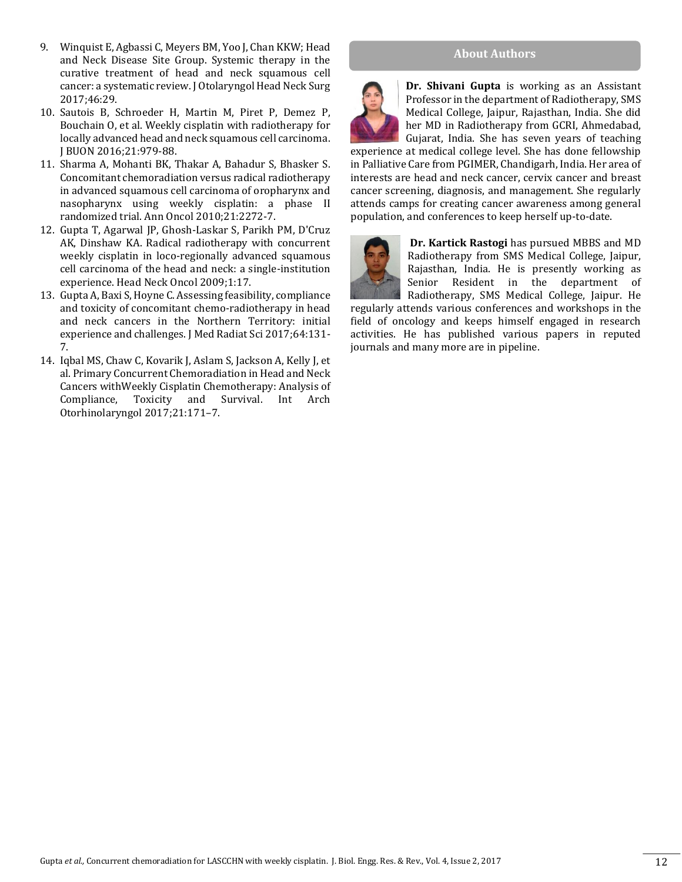9. Winquist E, Agbassi C, Meyers BM, Yoo J, Chan KKW; Head and Neck Disease Site Group. Systemic therapy in the curative treatment of head and neck squamous cell cancer: a systematic review. J Otolaryngol Head Neck Surg 2017;46:29.
10. Sautois B, Schroeder H, Martin M, Piret P, Demez P, Bouchain O, et al. Weekly cisplatin with radiotherapy for locally advanced head and neck squamous cell carcinoma. J BUON 2016;21:979-88.
11. Sharma A, Mohanti BK, Thakar A, Bahadur S, Bhasker S. Concomitant chemoradiation versus radical radiotherapy in advanced squamous cell carcinoma of oropharynx and nasopharynx using weekly cisplatin: a phase II randomized trial. Ann Oncol 2010;21:2272-7.
12. Gupta T, Agarwal JP, Ghosh-Laskar S, Parikh PM, D'Cruz AK, Dinshaw KA. Radical radiotherapy with concurrent weekly cisplatin in loco-regionally advanced squamous cell carcinoma of the head and neck: a single-institution experience. Head Neck Oncol 2009;1:17.
13. Gupta A, Baxi S, Hoyne C. Assessing feasibility, compliance and toxicity of concomitant chemo-radiotherapy in head and neck cancers in the Northern Territory: initial experience and challenges. J Med Radiat Sci 2017;64:131-7.
14. Iqbal MS, Chaw C, Kovarik J, Aslam S, Jackson A, Kelly J, et al. Primary Concurrent Chemoradiation in Head and Neck Cancers withWeekly Cisplatin Chemotherapy: Analysis of Compliance, Toxicity and Survival. Int Arch Otorhinolaryngol 2017;21:171–7.

## About Authors

**Dr. Shivani Gupta** is working as an Assistant Professor in the department of Radiotherapy, SMS Medical College, Jaipur, Rajasthan, India. She did her MD in Radiotherapy from GCRI, Ahmedabad, Gujarat, India. She has seven years of teaching experience at medical college level. She has done fellowship in Palliative Care from PGIMER, Chandigarh, India. Her area of interests are head and neck cancer, cervix cancer and breast cancer screening, diagnosis, and management. She regularly attends camps for creating cancer awareness among general population, and conferences to keep herself up-to-date.

**Dr. Kartick Rastogi** has pursued MBBS and MD Radiotherapy from SMS Medical College, Jaipur, Rajasthan, India. He is presently working as Senior Resident in the department of Radiotherapy, SMS Medical College, Jaipur. He regularly attends various conferences and workshops in the field of oncology and keeps himself engaged in research activities. He has published various papers in reputed journals and many more are in pipeline.